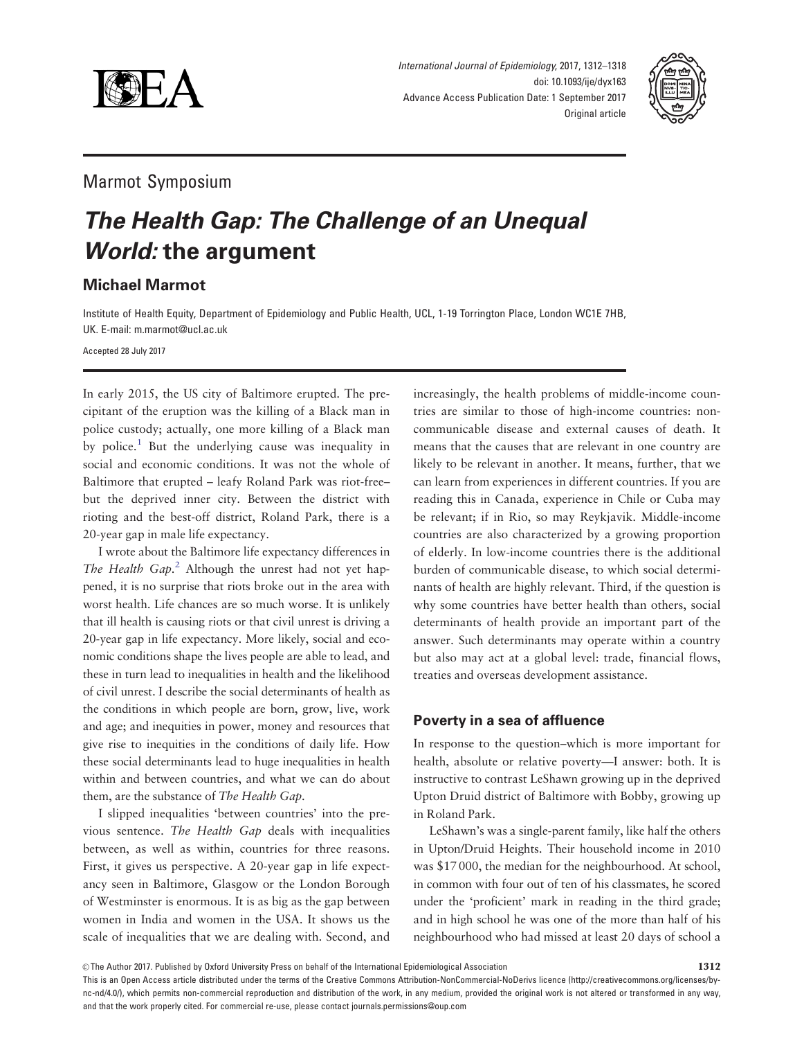Marmot Symposium

# *The Health Gap: The Challenge of an Unequal World:* the argument

**Michael Marmot**

Institute of Health Equity, Department of Epidemiology and Public Health, UCL, 1-19 Torrington Place, London WC1E 7HB, UK. E-mail: m.marmot@ucl.ac.uk

Accepted 28 July 2017

In early 2015, the US city of Baltimore erupted. The precipitant of the eruption was the killing of a Black man in police custody; actually, one more killing of a Black man by police.[1] But the underlying cause was inequality in social and economic conditions. It was not the whole of Baltimore that erupted – leafy Roland Park was riot-free– but the deprived inner city. Between the district with rioting and the best-off district, Roland Park, there is a 20-year gap in male life expectancy.

I wrote about the Baltimore life expectancy differences in *The Health Gap*.[2] Although the unrest had not yet happened, it is no surprise that riots broke out in the area with worst health. Life chances are so much worse. It is unlikely that ill health is causing riots or that civil unrest is driving a 20-year gap in life expectancy. More likely, social and economic conditions shape the lives people are able to lead, and these in turn lead to inequalities in health and the likelihood of civil unrest. I describe the social determinants of health as the conditions in which people are born, grow, live, work and age; and inequities in power, money and resources that give rise to inequities in the conditions of daily life. How these social determinants lead to huge inequalities in health within and between countries, and what we can do about them, are the substance of *The Health Gap*.

I slipped inequalities 'between countries' into the previous sentence. *The Health Gap* deals with inequalities between, as well as within, countries for three reasons. First, it gives us perspective. A 20-year gap in life expectancy seen in Baltimore, Glasgow or the London Borough of Westminster is enormous. It is as big as the gap between women in India and women in the USA. It shows us the scale of inequalities that we are dealing with. Second, and increasingly, the health problems of middle-income countries are similar to those of high-income countries: non-communicable disease and external causes of death. It means that the causes that are relevant in one country are likely to be relevant in another. It means, further, that we can learn from experiences in different countries. If you are reading this in Canada, experience in Chile or Cuba may be relevant; if in Rio, so may Reykjavik. Middle-income countries are also characterized by a growing proportion of elderly. In low-income countries there is the additional burden of communicable disease, to which social determinants of health are highly relevant. Third, if the question is why some countries have better health than others, social determinants of health provide an important part of the answer. Such determinants may operate within a country but also may act at a global level: trade, financial flows, treaties and overseas development assistance.

## Poverty in a sea of affluence

In response to the question–which is more important for health, absolute or relative poverty—I answer: both. It is instructive to contrast LeShawn growing up in the deprived Upton Druid district of Baltimore with Bobby, growing up in Roland Park.

LeShawn's was a single-parent family, like half the others in Upton/Druid Heights. Their household income in 2010 was \$17 000, the median for the neighbourhood. At school, in common with four out of ten of his classmates, he scored under the 'proficient' mark in reading in the third grade; and in high school he was one of the more than half of his neighbourhood who had missed at least 20 days of school a

© The Author 2017. Published by Oxford University Press on behalf of the International Epidemiological Association

This is an Open Access article distributed under the terms of the Creative Commons Attribution-NonCommercial-NoDerivs licence (http://creativecommons.org/licenses/by-nc-nd/4.0/), which permits non-commercial reproduction and distribution of the work, in any medium, provided the original work is not altered or transformed in any way, and that the work properly cited. For commercial re-use, please contact journals.permissions@oup.com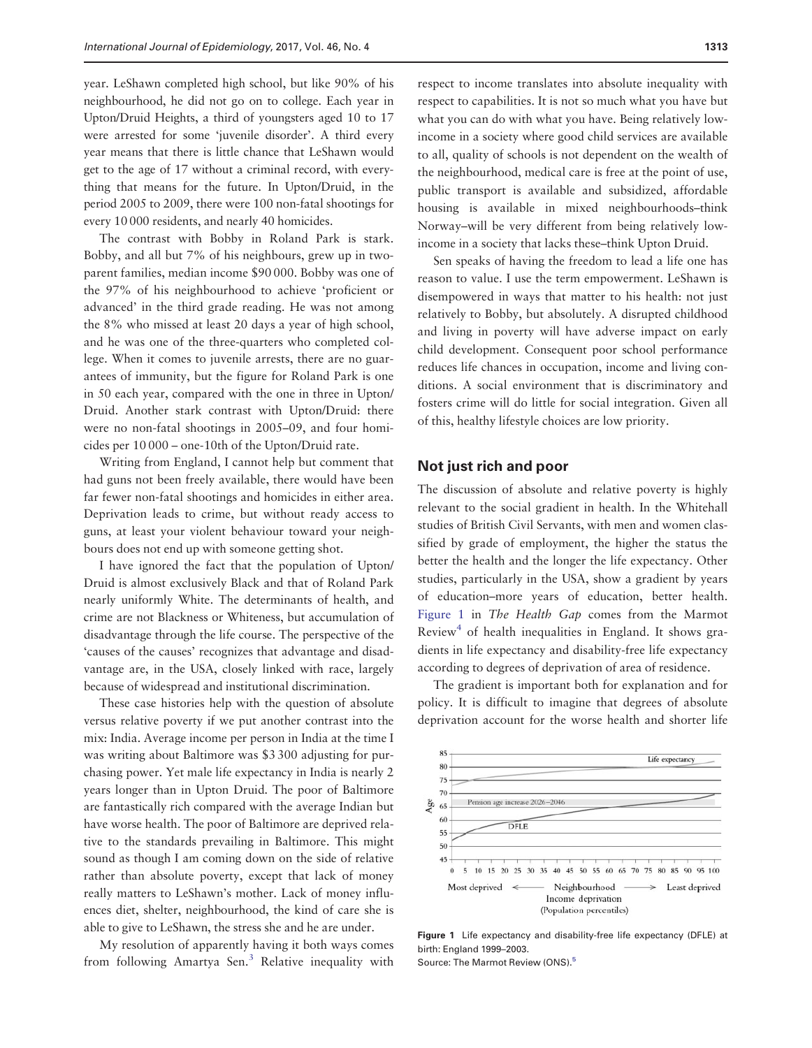year. LeShawn completed high school, but like 90% of his neighbourhood, he did not go on to college. Each year in Upton/Druid Heights, a third of youngsters aged 10 to 17 were arrested for some 'juvenile disorder'. A third every year means that there is little chance that LeShawn would get to the age of 17 without a criminal record, with everything that means for the future. In Upton/Druid, in the period 2005 to 2009, there were 100 non-fatal shootings for every 10 000 residents, and nearly 40 homicides.

The contrast with Bobby in Roland Park is stark. Bobby, and all but 7% of his neighbours, grew up in two-parent families, median income $90 000. Bobby was one of the 97% of his neighbourhood to achieve 'proficient or advanced' in the third grade reading. He was not among the 8% who missed at least 20 days a year of high school, and he was one of the three-quarters who completed college. When it comes to juvenile arrests, there are no guarantees of immunity, but the figure for Roland Park is one in 50 each year, compared with the one in three in Upton/Druid. Another stark contrast with Upton/Druid: there were no non-fatal shootings in 2005–09, and four homicides per 10 000 – one-10th of the Upton/Druid rate.

Writing from England, I cannot help but comment that had guns not been freely available, there would have been far fewer non-fatal shootings and homicides in either area. Deprivation leads to crime, but without ready access to guns, at least your violent behaviour toward your neighbours does not end up with someone getting shot.

I have ignored the fact that the population of Upton/Druid is almost exclusively Black and that of Roland Park nearly uniformly White. The determinants of health, and crime are not Blackness or Whiteness, but accumulation of disadvantage through the life course. The perspective of the 'causes of the causes' recognizes that advantage and disadvantage are, in the USA, closely linked with race, largely because of widespread and institutional discrimination.

These case histories help with the question of absolute versus relative poverty if we put another contrast into the mix: India. Average income per person in India at the time I was writing about Baltimore was $3 300 adjusting for purchasing power. Yet male life expectancy in India is nearly 2 years longer than in Upton Druid. The poor of Baltimore are fantastically rich compared with the average Indian but have worse health. The poor of Baltimore are deprived relative to the standards prevailing in Baltimore. This might sound as though I am coming down on the side of relative rather than absolute poverty, except that lack of money really matters to LeShawn's mother. Lack of money influences diet, shelter, neighbourhood, the kind of care she is able to give to LeShawn, the stress she and he are under.

My resolution of apparently having it both ways comes from following Amartya Sen.[3] Relative inequality with respect to income translates into absolute inequality with respect to capabilities. It is not so much what you have but what you can do with what you have. Being relatively low-income in a society where good child services are available to all, quality of schools is not dependent on the wealth of the neighbourhood, medical care is free at the point of use, public transport is available and subsidized, affordable housing is available in mixed neighbourhoods–think Norway–will be very different from being relatively low-income in a society that lacks these–think Upton Druid.

Sen speaks of having the freedom to lead a life one has reason to value. I use the term empowerment. LeShawn is disempowered in ways that matter to his health: not just relatively to Bobby, but absolutely. A disrupted childhood and living in poverty will have adverse impact on early child development. Consequent poor school performance reduces life chances in occupation, income and living conditions. A social environment that is discriminatory and fosters crime will do little for social integration. Given all of this, healthy lifestyle choices are low priority.

## Not just rich and poor

The discussion of absolute and relative poverty is highly relevant to the social gradient in health. In the Whitehall studies of British Civil Servants, with men and women classified by grade of employment, the higher the status the better the health and the longer the life expectancy. Other studies, particularly in the USA, show a gradient by years of education–more years of education, better health. Figure 1 in *The Health Gap* comes from the Marmot Review[4] of health inequalities in England. It shows gradients in life expectancy and disability-free life expectancy according to degrees of deprivation of area of residence.

The gradient is important both for explanation and for policy. It is difficult to imagine that degrees of absolute deprivation account for the worse health and shorter life

Life expectancy
Pension age increase 2026–2046
DFLE
Age
85
80
75
70
65
60
55
50
45
0 5 10 15 20 25 30 35 40 45 50 55 60 65 70 75 80 85 90 95 100
Most deprived ← Neighbourhood → Least deprived
Income deprivation
(Population percentiles)

**Figure 1** Life expectancy and disability-free life expectancy (DFLE) at birth: England 1999–2003.
Source: The Marmot Review (ONS).[5]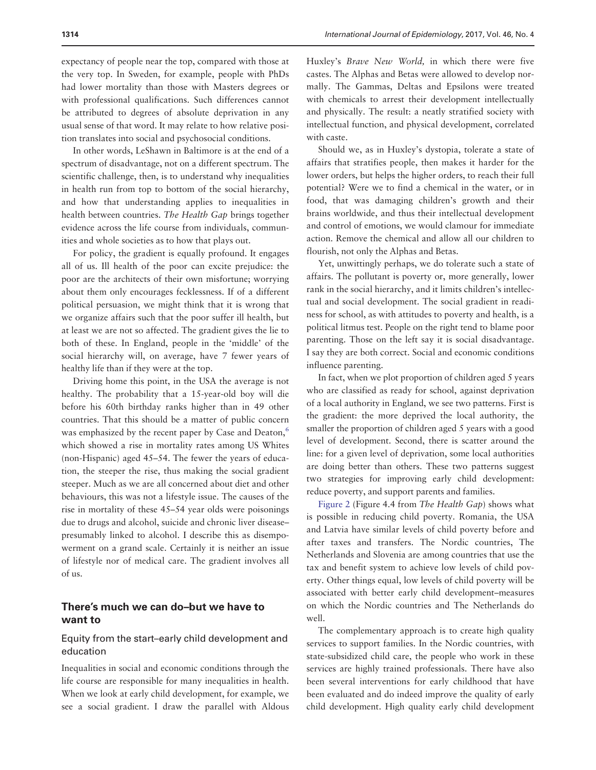expectancy of people near the top, compared with those at the very top. In Sweden, for example, people with PhDs had lower mortality than those with Masters degrees or with professional qualifications. Such differences cannot be attributed to degrees of absolute deprivation in any usual sense of that word. It may relate to how relative position translates into social and psychosocial conditions.

In other words, LeShawn in Baltimore is at the end of a spectrum of disadvantage, not on a different spectrum. The scientific challenge, then, is to understand why inequalities in health run from top to bottom of the social hierarchy, and how that understanding applies to inequalities in health between countries. *The Health Gap* brings together evidence across the life course from individuals, communities and whole societies as to how that plays out.

For policy, the gradient is equally profound. It engages all of us. Ill health of the poor can excite prejudice: the poor are the architects of their own misfortune; worrying about them only encourages fecklessness. If of a different political persuasion, we might think that it is wrong that we organize affairs such that the poor suffer ill health, but at least we are not so affected. The gradient gives the lie to both of these. In England, people in the 'middle' of the social hierarchy will, on average, have 7 fewer years of healthy life than if they were at the top.

Driving home this point, in the USA the average is not healthy. The probability that a 15-year-old boy will die before his 60th birthday ranks higher than in 49 other countries. That this should be a matter of public concern was emphasized by the recent paper by Case and Deaton,[6] which showed a rise in mortality rates among US Whites (non-Hispanic) aged 45–54. The fewer the years of education, the steeper the rise, thus making the social gradient steeper. Much as we are all concerned about diet and other behaviours, this was not a lifestyle issue. The causes of the rise in mortality of these 45–54 year olds were poisonings due to drugs and alcohol, suicide and chronic liver disease–presumably linked to alcohol. I describe this as disempowerment on a grand scale. Certainly it is neither an issue of lifestyle nor of medical care. The gradient involves all of us.

## There's much we can do–but we have to want to

### Equity from the start–early child development and education

Inequalities in social and economic conditions through the life course are responsible for many inequalities in health. When we look at early child development, for example, we see a social gradient. I draw the parallel with Aldous Huxley's *Brave New World,* in which there were five castes. The Alphas and Betas were allowed to develop normally. The Gammas, Deltas and Epsilons were treated with chemicals to arrest their development intellectually and physically. The result: a neatly stratified society with intellectual function, and physical development, correlated with caste.

Should we, as in Huxley's dystopia, tolerate a state of affairs that stratifies people, then makes it harder for the lower orders, but helps the higher orders, to reach their full potential? Were we to find a chemical in the water, or in food, that was damaging children's growth and their brains worldwide, and thus their intellectual development and control of emotions, we would clamour for immediate action. Remove the chemical and allow all our children to flourish, not only the Alphas and Betas.

Yet, unwittingly perhaps, we do tolerate such a state of affairs. The pollutant is poverty or, more generally, lower rank in the social hierarchy, and it limits children's intellectual and social development. The social gradient in readiness for school, as with attitudes to poverty and health, is a political litmus test. People on the right tend to blame poor parenting. Those on the left say it is social disadvantage. I say they are both correct. Social and economic conditions influence parenting.

In fact, when we plot proportion of children aged 5 years who are classified as ready for school, against deprivation of a local authority in England, we see two patterns. First is the gradient: the more deprived the local authority, the smaller the proportion of children aged 5 years with a good level of development. Second, there is scatter around the line: for a given level of deprivation, some local authorities are doing better than others. These two patterns suggest two strategies for improving early child development: reduce poverty, and support parents and families.

Figure 2 (Figure 4.4 from *The Health Gap*) shows what is possible in reducing child poverty. Romania, the USA and Latvia have similar levels of child poverty before and after taxes and transfers. The Nordic countries, The Netherlands and Slovenia are among countries that use the tax and benefit system to achieve low levels of child poverty. Other things equal, low levels of child poverty will be associated with better early child development–measures on which the Nordic countries and The Netherlands do well.

The complementary approach is to create high quality services to support families. In the Nordic countries, with state-subsidized child care, the people who work in these services are highly trained professionals. There have also been several interventions for early childhood that have been evaluated and do indeed improve the quality of early child development. High quality early child development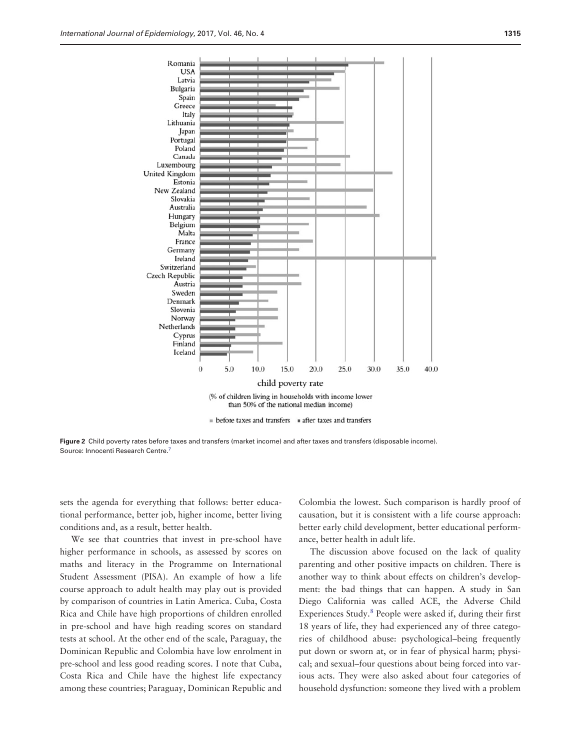Figure 2 Child poverty rates before taxes and transfers (market income) and after taxes and transfers (disposable income). Source: Innocenti Research Centre.[7]

sets the agenda for everything that follows: better educational performance, better job, higher income, better living conditions and, as a result, better health.

We see that countries that invest in pre-school have higher performance in schools, as assessed by scores on maths and literacy in the Programme on International Student Assessment (PISA). An example of how a life course approach to adult health may play out is provided by comparison of countries in Latin America. Cuba, Costa Rica and Chile have high proportions of children enrolled in pre-school and have high reading scores on standard tests at school. At the other end of the scale, Paraguay, the Dominican Republic and Colombia have low enrolment in pre-school and less good reading scores. I note that Cuba, Costa Rica and Chile have the highest life expectancy among these countries; Paraguay, Dominican Republic and Colombia the lowest. Such comparison is hardly proof of causation, but it is consistent with a life course approach: better early child development, better educational performance, better health in adult life.

The discussion above focused on the lack of quality parenting and other positive impacts on children. There is another way to think about effects on children's development: the bad things that can happen. A study in San Diego California was called ACE, the Adverse Child Experiences Study.[8] People were asked if, during their first 18 years of life, they had experienced any of three categories of childhood abuse: psychological–being frequently put down or sworn at, or in fear of physical harm; physical; and sexual–four questions about being forced into various acts. They were also asked about four categories of household dysfunction: someone they lived with a problem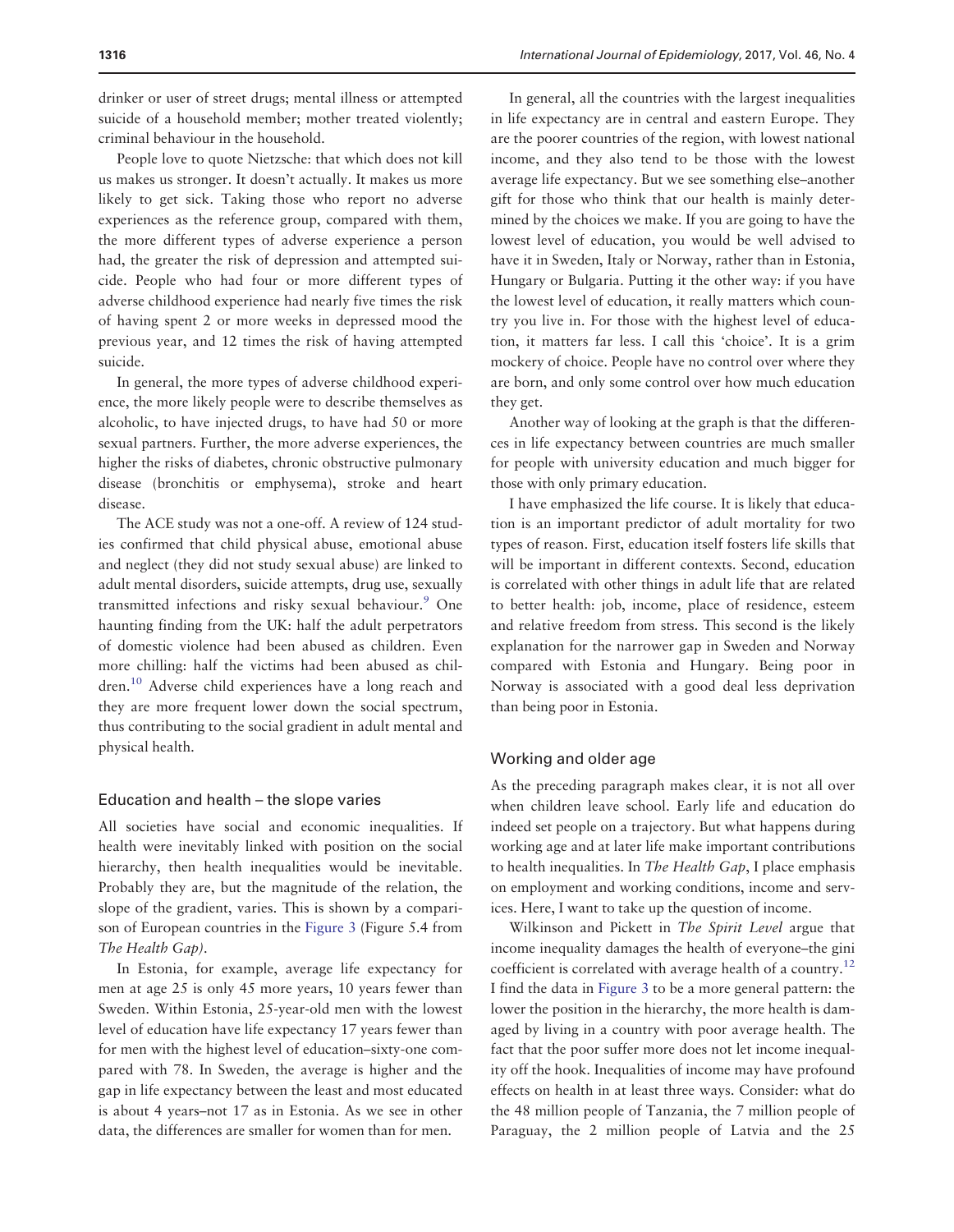drinker or user of street drugs; mental illness or attempted suicide of a household member; mother treated violently; criminal behaviour in the household.

People love to quote Nietzsche: that which does not kill us makes us stronger. It doesn't actually. It makes us more likely to get sick. Taking those who report no adverse experiences as the reference group, compared with them, the more different types of adverse experience a person had, the greater the risk of depression and attempted suicide. People who had four or more different types of adverse childhood experience had nearly five times the risk of having spent 2 or more weeks in depressed mood the previous year, and 12 times the risk of having attempted suicide.

In general, the more types of adverse childhood experience, the more likely people were to describe themselves as alcoholic, to have injected drugs, to have had 50 or more sexual partners. Further, the more adverse experiences, the higher the risks of diabetes, chronic obstructive pulmonary disease (bronchitis or emphysema), stroke and heart disease.

The ACE study was not a one-off. A review of 124 studies confirmed that child physical abuse, emotional abuse and neglect (they did not study sexual abuse) are linked to adult mental disorders, suicide attempts, drug use, sexually transmitted infections and risky sexual behaviour.[9] One haunting finding from the UK: half the adult perpetrators of domestic violence had been abused as children. Even more chilling: half the victims had been abused as children.[10] Adverse child experiences have a long reach and they are more frequent lower down the social spectrum, thus contributing to the social gradient in adult mental and physical health.

## Education and health – the slope varies

All societies have social and economic inequalities. If health were inevitably linked with position on the social hierarchy, then health inequalities would be inevitable. Probably they are, but the magnitude of the relation, the slope of the gradient, varies. This is shown by a comparison of European countries in the Figure 3 (Figure 5.4 from *The Health Gap)*.

In Estonia, for example, average life expectancy for men at age 25 is only 45 more years, 10 years fewer than Sweden. Within Estonia, 25-year-old men with the lowest level of education have life expectancy 17 years fewer than for men with the highest level of education–sixty-one compared with 78. In Sweden, the average is higher and the gap in life expectancy between the least and most educated is about 4 years–not 17 as in Estonia. As we see in other data, the differences are smaller for women than for men.

In general, all the countries with the largest inequalities in life expectancy are in central and eastern Europe. They are the poorer countries of the region, with lowest national income, and they also tend to be those with the lowest average life expectancy. But we see something else–another gift for those who think that our health is mainly determined by the choices we make. If you are going to have the lowest level of education, you would be well advised to have it in Sweden, Italy or Norway, rather than in Estonia, Hungary or Bulgaria. Putting it the other way: if you have the lowest level of education, it really matters which country you live in. For those with the highest level of education, it matters far less. I call this 'choice'. It is a grim mockery of choice. People have no control over where they are born, and only some control over how much education they get.

Another way of looking at the graph is that the differences in life expectancy between countries are much smaller for people with university education and much bigger for those with only primary education.

I have emphasized the life course. It is likely that education is an important predictor of adult mortality for two types of reason. First, education itself fosters life skills that will be important in different contexts. Second, education is correlated with other things in adult life that are related to better health: job, income, place of residence, esteem and relative freedom from stress. This second is the likely explanation for the narrower gap in Sweden and Norway compared with Estonia and Hungary. Being poor in Norway is associated with a good deal less deprivation than being poor in Estonia.

## Working and older age

As the preceding paragraph makes clear, it is not all over when children leave school. Early life and education do indeed set people on a trajectory. But what happens during working age and at later life make important contributions to health inequalities. In *The Health Gap*, I place emphasis on employment and working conditions, income and services. Here, I want to take up the question of income.

Wilkinson and Pickett in *The Spirit Level* argue that income inequality damages the health of everyone–the gini coefficient is correlated with average health of a country.[12] I find the data in Figure 3 to be a more general pattern: the lower the position in the hierarchy, the more health is damaged by living in a country with poor average health. The fact that the poor suffer more does not let income inequality off the hook. Inequalities of income may have profound effects on health in at least three ways. Consider: what do the 48 million people of Tanzania, the 7 million people of Paraguay, the 2 million people of Latvia and the 25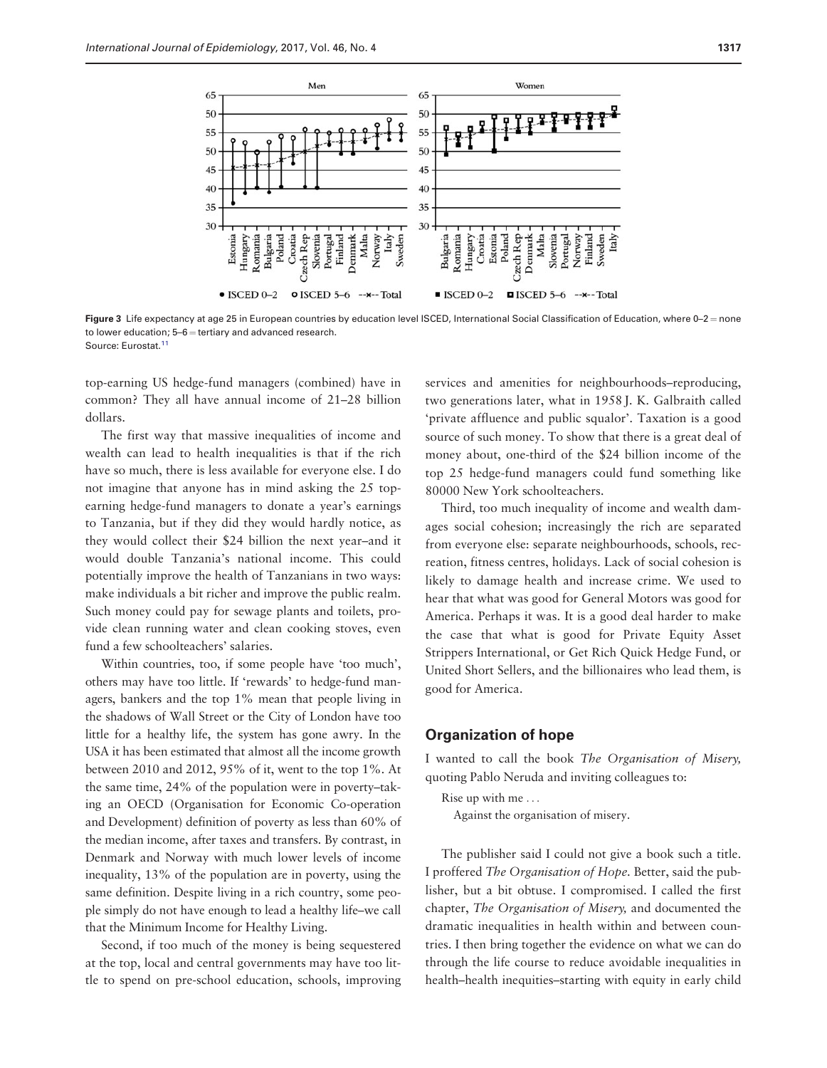Figure 3 Life expectancy at age 25 in European countries by education level ISCED, International Social Classification of Education, where 0–2 = none to lower education; 5–6 = tertiary and advanced research.
Source: Eurostat.[11]

top-earning US hedge-fund managers (combined) have in common? They all have annual income of 21–28 billion dollars.

The first way that massive inequalities of income and wealth can lead to health inequalities is that if the rich have so much, there is less available for everyone else. I do not imagine that anyone has in mind asking the 25 top-earning hedge-fund managers to donate a year's earnings to Tanzania, but if they did they would hardly notice, as they would collect their $24 billion the next year–and it would double Tanzania's national income. This could potentially improve the health of Tanzanians in two ways: make individuals a bit richer and improve the public realm. Such money could pay for sewage plants and toilets, provide clean running water and clean cooking stoves, even fund a few schoolteachers' salaries.

Within countries, too, if some people have 'too much', others may have too little. If 'rewards' to hedge-fund managers, bankers and the top 1% mean that people living in the shadows of Wall Street or the City of London have too little for a healthy life, the system has gone awry. In the USA it has been estimated that almost all the income growth between 2010 and 2012, 95% of it, went to the top 1%. At the same time, 24% of the population were in poverty–taking an OECD (Organisation for Economic Co-operation and Development) definition of poverty as less than 60% of the median income, after taxes and transfers. By contrast, in Denmark and Norway with much lower levels of income inequality, 13% of the population are in poverty, using the same definition. Despite living in a rich country, some people simply do not have enough to lead a healthy life–we call that the Minimum Income for Healthy Living.

Second, if too much of the money is being sequestered at the top, local and central governments may have too little to spend on pre-school education, schools, improving services and amenities for neighbourhoods–reproducing, two generations later, what in 1958 J. K. Galbraith called 'private affluence and public squalor'. Taxation is a good source of such money. To show that there is a great deal of money about, one-third of the $24 billion income of the top 25 hedge-fund managers could fund something like 80000 New York schoolteachers.

Third, too much inequality of income and wealth damages social cohesion; increasingly the rich are separated from everyone else: separate neighbourhoods, schools, recreation, fitness centres, holidays. Lack of social cohesion is likely to damage health and increase crime. We used to hear that what was good for General Motors was good for America. Perhaps it was. It is a good deal harder to make the case that what is good for Private Equity Asset Strippers International, or Get Rich Quick Hedge Fund, or United Short Sellers, and the billionaires who lead them, is good for America.

## Organization of hope

I wanted to call the book *The Organisation of Misery,* quoting Pablo Neruda and inviting colleagues to:

> Rise up with me . . .
> Against the organisation of misery.

The publisher said I could not give a book such a title. I proffered *The Organisation of Hope.* Better, said the publisher, but a bit obtuse. I compromised. I called the first chapter, *The Organisation of Misery,* and documented the dramatic inequalities in health within and between countries. I then bring together the evidence on what we can do through the life course to reduce avoidable inequalities in health–health inequities–starting with equity in early child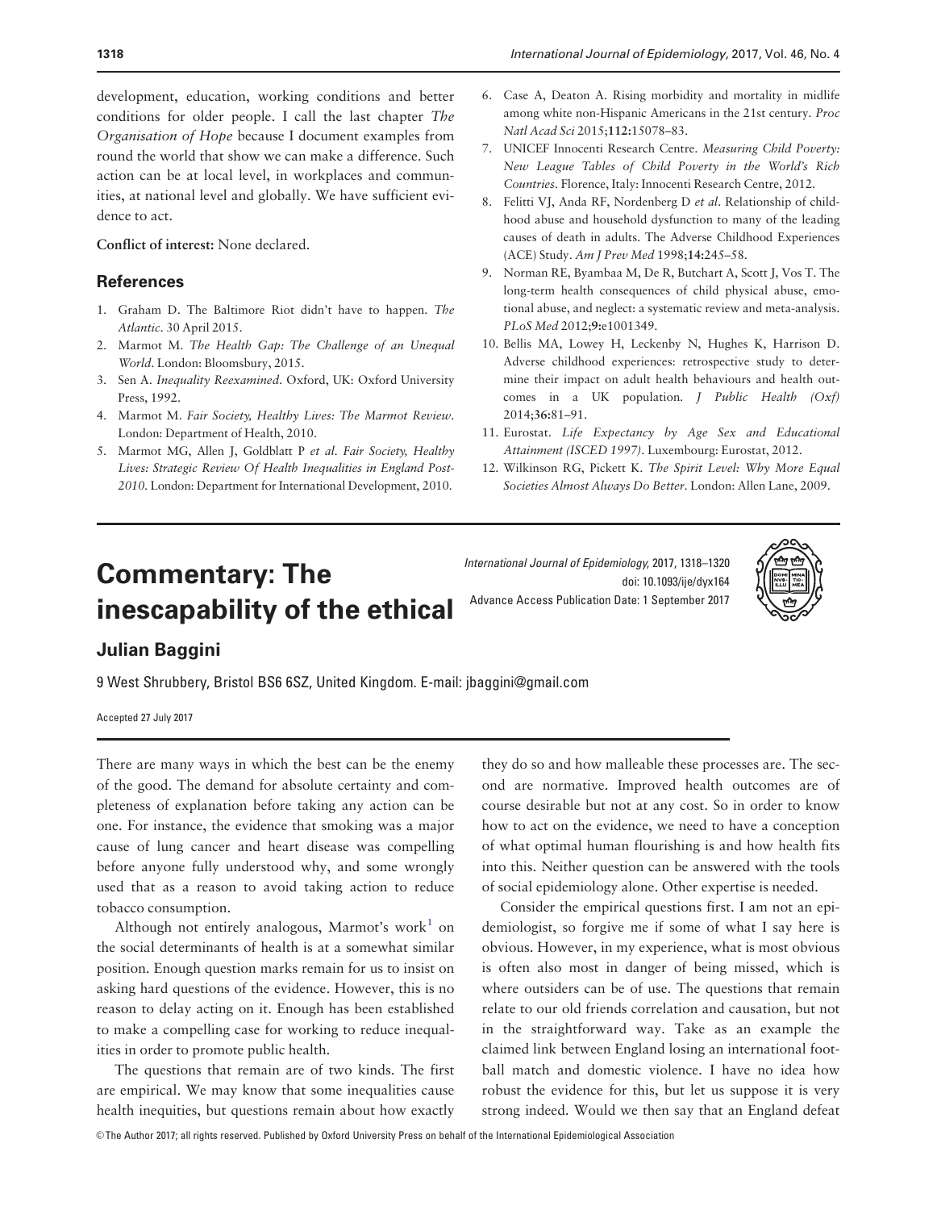development, education, working conditions and better conditions for older people. I call the last chapter *The Organisation of Hope* because I document examples from round the world that show we can make a difference. Such action can be at local level, in workplaces and communities, at national level and globally. We have sufficient evidence to act.

**Conflict of interest:** None declared.

## References

1. Graham D. The Baltimore Riot didn't have to happen. *The Atlantic*. 30 April 2015.
2. Marmot M. *The Health Gap: The Challenge of an Unequal World*. London: Bloomsbury, 2015.
3. Sen A. *Inequality Reexamined*. Oxford, UK: Oxford University Press, 1992.
4. Marmot M. *Fair Society, Healthy Lives: The Marmot Review*. London: Department of Health, 2010.
5. Marmot MG, Allen J, Goldblatt P *et al*. *Fair Society, Healthy Lives: Strategic Review Of Health Inequalities in England Post-2010*. London: Department for International Development, 2010.
6. Case A, Deaton A. Rising morbidity and mortality in midlife among white non-Hispanic Americans in the 21st century. *Proc Natl Acad Sci* 2015;**112:**15078–83.
7. UNICEF Innocenti Research Centre. *Measuring Child Poverty: New League Tables of Child Poverty in the World's Rich Countries*. Florence, Italy: Innocenti Research Centre, 2012.
8. Felitti VJ, Anda RF, Nordenberg D *et al*. Relationship of childhood abuse and household dysfunction to many of the leading causes of death in adults. The Adverse Childhood Experiences (ACE) Study. *Am J Prev Med* 1998;**14:**245–58.
9. Norman RE, Byambaa M, De R, Butchart A, Scott J, Vos T. The long-term health consequences of child physical abuse, emotional abuse, and neglect: a systematic review and meta-analysis. *PLoS Med* 2012;**9:**e1001349.
10. Bellis MA, Lowey H, Leckenby N, Hughes K, Harrison D. Adverse childhood experiences: retrospective study to determine their impact on adult health behaviours and health outcomes in a UK population. *J Public Health (Oxf)* 2014;**36:**81–91.
11. Eurostat. *Life Expectancy by Age Sex and Educational Attainment (ISCED 1997)*. Luxembourg: Eurostat, 2012.
12. Wilkinson RG, Pickett K. *The Spirit Level: Why More Equal Societies Almost Always Do Better*. London: Allen Lane, 2009.

# Commentary: The inescapability of the ethical

International Journal of Epidemiology, 2017, 1318–1320
doi: 10.1093/ije/dyx164
Advance Access Publication Date: 1 September 2017

## Julian Baggini

9 West Shrubbery, Bristol BS6 6SZ, United Kingdom. E-mail: jbaggini@gmail.com

Accepted 27 July 2017

There are many ways in which the best can be the enemy of the good. The demand for absolute certainty and completeness of explanation before taking any action can be one. For instance, the evidence that smoking was a major cause of lung cancer and heart disease was compelling before anyone fully understood why, and some wrongly used that as a reason to avoid taking action to reduce tobacco consumption.

Although not entirely analogous, Marmot's work[1] on the social determinants of health is at a somewhat similar position. Enough question marks remain for us to insist on asking hard questions of the evidence. However, this is no reason to delay acting on it. Enough has been established to make a compelling case for working to reduce inequalities in order to promote public health.

The questions that remain are of two kinds. The first are empirical. We may know that some inequalities cause health inequities, but questions remain about how exactly they do so and how malleable these processes are. The second are normative. Improved health outcomes are of course desirable but not at any cost. So in order to know how to act on the evidence, we need to have a conception of what optimal human flourishing is and how health fits into this. Neither question can be answered with the tools of social epidemiology alone. Other expertise is needed.

Consider the empirical questions first. I am not an epidemiologist, so forgive me if some of what I say here is obvious. However, in my experience, what is most obvious is often also most in danger of being missed, which is where outsiders can be of use. The questions that remain relate to our old friends correlation and causation, but not in the straightforward way. Take as an example the claimed link between England losing an international football match and domestic violence. I have no idea how robust the evidence for this, but let us suppose it is very strong indeed. Would we then say that an England defeat